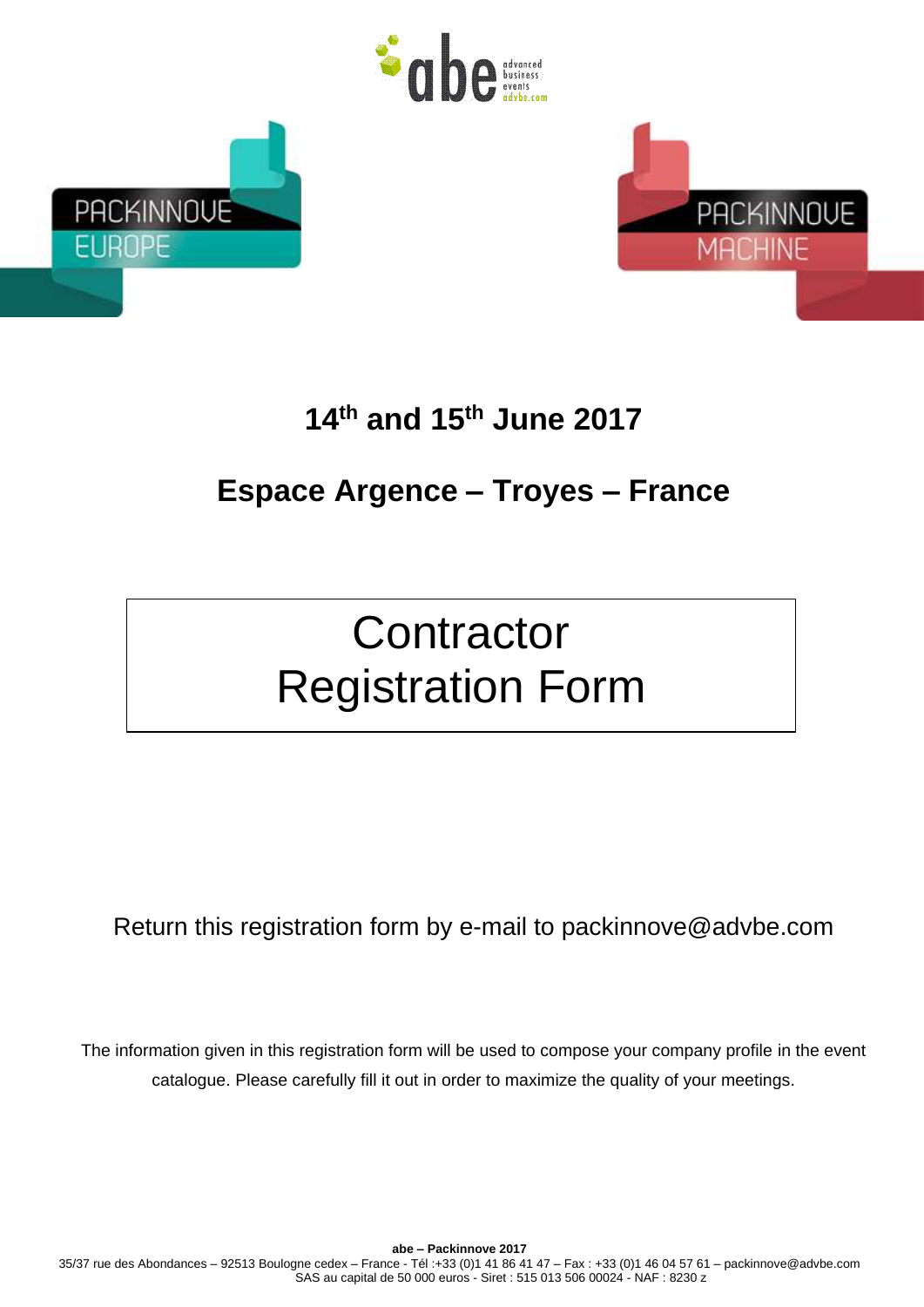abe advanced business events advbe.com

PACKINNOVE EUROPE

PACKINNOVE MACHINE

## 14th and 15th June 2017

## Espace Argence – Troyes – France

# Contractor Registration Form

Return this registration form by e-mail to packinnove@advbe.com

The information given in this registration form will be used to compose your company profile in the event catalogue. Please carefully fill it out in order to maximize the quality of your meetings.

**abe – Packinnove 2017**
35/37 rue des Abondances – 92513 Boulogne cedex – France - Tél :+33 (0)1 41 86 41 47 – Fax : +33 (0)1 46 04 57 61 – packinnove@advbe.com
SAS au capital de 50 000 euros - Siret : 515 013 506 00024 - NAF : 8230 z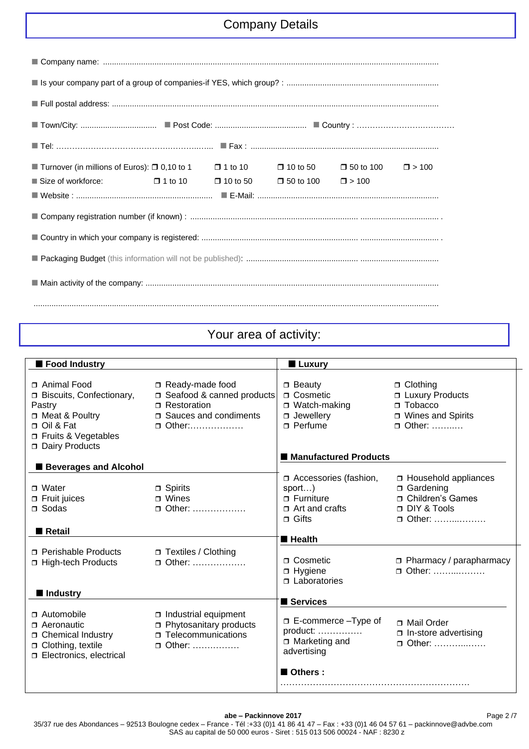# Company Details

- Company name: ....................................................................................................................................................
- Is your company part of a group of companies-if YES, which group? : ...................................................................
- Full postal address: ................................................................................................................................................
- Town/City: ................................. ■ Post Code: ......................................... ■ Country : ………………………………
- Tel: …………………………………………….……….. ■ Fax : ...................................................................................
- Turnover (in millions of Euros): ❐ 0,10 to 1 ❐ 1 to 10 ❐ 10 to 50 ❐ 50 to 100 ❐ > 100
- Size of workforce: ❐ 1 to 10 ❐ 10 to 50 ❐ 50 to 100 ❐ > 100
- Website : ............................................................ ■ E-Mail: ...............................................................................
- Company registration number (if known) : ........................................................................... .................................. .
- Country in which your company is registered: ...................................................................... .................................. .
- Packaging Budget (this information will not be published): .................................................. ..................................
- Main activity of the company: .................................................................................................................................

...................................................................................................................................................................................

# Your area of activity:

## Food Industry

- ❐ Animal Food
- ❐ Biscuits, Confectionary, Pastry
- ❐ Meat & Poultry
- ❐ Oil & Fat
- ❐ Fruits & Vegetables
- ❐ Dairy Products
- ❐ Ready-made food
- ❐ Seafood & canned products
- ❐ Restoration
- ❐ Sauces and condiments
- ❐ Other:………………

## Beverages and Alcohol

- ❐ Water
- ❐ Fruit juices
- ❐ Sodas
- ❐ Spirits
- ❐ Wines
- ❐ Other: ………………

## Retail

- ❐ Perishable Products
- ❐ High-tech Products
- ❐ Textiles / Clothing
- ❐ Other: ………………

## Industry

- ❐ Automobile
- ❐ Aeronautic
- ❐ Chemical Industry
- ❐ Clothing, textile
- ❐ Electronics, electrical
- ❐ Industrial equipment
- ❐ Phytosanitary products
- ❐ Telecommunications
- ❐ Other: …………….

## Luxury

- ❐ Beauty
- ❐ Cosmetic
- ❐ Watch-making
- ❐ Jewellery
- ❐ Perfume
- ❐ Clothing
- ❐ Luxury Products
- ❐ Tobacco
- ❐ Wines and Spirits
- ❐ Other: ……..….

## Manufactured Products

- ❐ Accessories (fashion, sport…)
- ❐ Furniture
- ❐ Art and crafts
- ❐ Gifts
- ❐ Household appliances
- ❐ Gardening
- ❐ Children's Games
- ❐ DIY & Tools
- ❐ Other: ……...………

## Health

- ❐ Cosmetic
- ❐ Hygiene
- ❐ Laboratories
- ❐ Pharmacy / parapharmacy
- ❐ Other: ……..………

## Services

- ❐ E-commerce –Type of product: ……………
- ❐ Marketing and advertising
- ❐ Mail Order
- ❐ In-store advertising
- ❐ Other: …………..……

## Others :

…………………………………………………………

**abe – Packinnove 2017**

35/37 rue des Abondances – 92513 Boulogne cedex – France - Tél :+33 (0)1 41 86 41 47 – Fax : +33 (0)1 46 04 57 61 – packinnove@advbe.com
SAS au capital de 50 000 euros - Siret : 515 013 506 00024 - NAF : 8230 z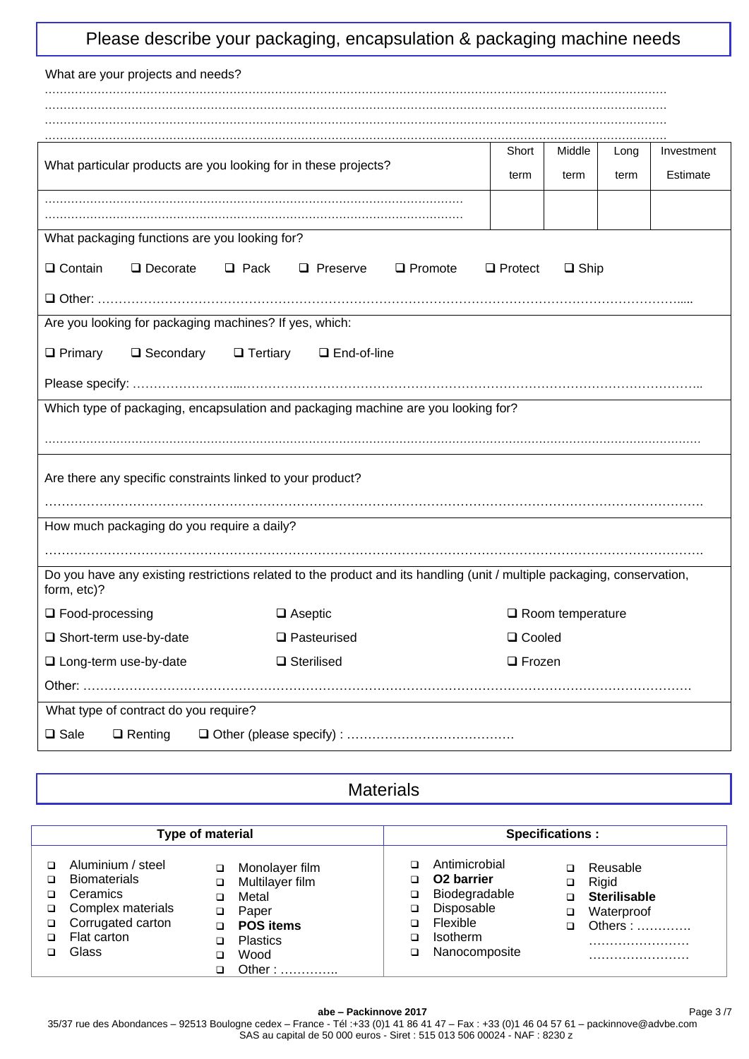# Please describe your packaging, encapsulation & packaging machine needs

What are your projects and needs?

…………………………………………………………………………………………………………………………………………
…………………………………………………………………………………………………………………………………………
…………………………………………………………………………………………………………………………………………
…………………………………………………………………………………………………………………………………………

| What particular products are you looking for in these projects? | Short term | Middle term | Long term | Investment Estimate |
|---|---|---|---|---|
| ……………………………………………………………………………………… ……………………………………………………………………………………… | | | | |

What packaging functions are you looking for?

❑ Contain ❑ Decorate ❑ Pack ❑ Preserve ❑ Promote ❑ Protect ❑ Ship

❑ Other: …………………………………………………………………………………………………………………………

Are you looking for packaging machines? If yes, which:

❑ Primary ❑ Secondary ❑ Tertiary ❑ End-of-line

Please specify: ……………………………………………………………………………………………………………………

Which type of packaging, encapsulation and packaging machine are you looking for?

…………………………………………………………………………………………………………………………………………

Are there any specific constraints linked to your product?

…………………………………………………………………………………………………………………………………………

How much packaging do you require a daily?

…………………………………………………………………………………………………………………………………………

Do you have any existing restrictions related to the product and its handling (unit / multiple packaging, conservation, form, etc)?

| | | |
|---|---|---|
| ❑ Food-processing | ❑ Aseptic | ❑ Room temperature |
| ❑ Short-term use-by-date | ❑ Pasteurised | ❑ Cooled |
| ❑ Long-term use-by-date | ❑ Sterilised | ❑ Frozen |

Other: …………………………………………………………………………………………………………………………………

What type of contract do you require?

❑ Sale ❑ Renting ❑ Other (please specify) : …………………………………

# Materials

| Type of material | | Specifications : | |
|---|---|---|---|
| ❑ Aluminium / steel<br>❑ Biomaterials<br>❑ Ceramics<br>❑ Complex materials<br>❑ Corrugated carton<br>❑ Flat carton<br>❑ Glass | ❑ Monolayer film<br>❑ Multilayer film<br>❑ Metal<br>❑ Paper<br>❑ **POS items**<br>❑ Plastics<br>❑ Wood<br>❑ Other : ………….. | ❑ Antimicrobial<br>❑ **O2 barrier**<br>❑ Biodegradable<br>❑ Disposable<br>❑ Flexible<br>❑ Isotherm<br>❑ Nanocomposite | ❑ Reusable<br>❑ Rigid<br>❑ **Sterilisable**<br>❑ Waterproof<br>❑ Others : …………. ……………………. ……………………. |

**abe – Packinnove 2017**

35/37 rue des Abondances – 92513 Boulogne cedex – France - Tél :+33 (0)1 41 86 41 47 – Fax : +33 (0)1 46 04 57 61 – packinnove@advbe.com
SAS au capital de 50 000 euros - Siret : 515 013 506 00024 - NAF : 8230 z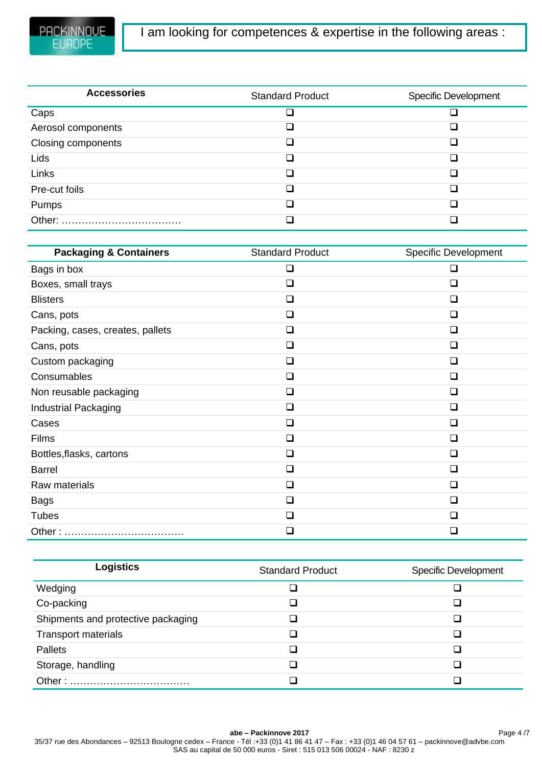PACKINNOVE EUROPE

# I am looking for competences & expertise in the following areas :

| **Accessories** | Standard Product | Specific Development |
|---|---|---|
| Caps | ❑ | ❑ |
| Aerosol components | ❑ | ❑ |
| Closing components | ❑ | ❑ |
| Lids | ❑ | ❑ |
| Links | ❑ | ❑ |
| Pre-cut foils | ❑ | ❑ |
| Pumps | ❑ | ❑ |
| Other: ……………………………… | ❑ | ❑ |

| **Packaging & Containers** | Standard Product | Specific Development |
|---|---|---|
| Bags in box | ❑ | ❑ |
| Boxes, small trays | ❑ | ❑ |
| Blisters | ❑ | ❑ |
| Cans, pots | ❑ | ❑ |
| Packing, cases, creates, pallets | ❑ | ❑ |
| Cans, pots | ❑ | ❑ |
| Custom packaging | ❑ | ❑ |
| Consumables | ❑ | ❑ |
| Non reusable packaging | ❑ | ❑ |
| Industrial Packaging | ❑ | ❑ |
| Cases | ❑ | ❑ |
| Films | ❑ | ❑ |
| Bottles,flasks, cartons | ❑ | ❑ |
| Barrel | ❑ | ❑ |
| Raw materials | ❑ | ❑ |
| Bags | ❑ | ❑ |
| Tubes | ❑ | ❑ |
| Other : ……………………………… | ❑ | ❑ |

| **Logistics** | Standard Product | Specific Development |
|---|---|---|
| Wedging | ❑ | ❑ |
| Co-packing | ❑ | ❑ |
| Shipments and protective packaging | ❑ | ❑ |
| Transport materials | ❑ | ❑ |
| Pallets | ❑ | ❑ |
| Storage, handling | ❑ | ❑ |
| Other : ……………………………… | ❑ | ❑ |

**abe – Packinnove 2017**
35/37 rue des Abondances – 92513 Boulogne cedex – France - Tél :+33 (0)1 41 86 41 47 – Fax : +33 (0)1 46 04 57 61 – packinnove@advbe.com
SAS au capital de 50 000 euros - Siret : 515 013 506 00024 - NAF : 8230 z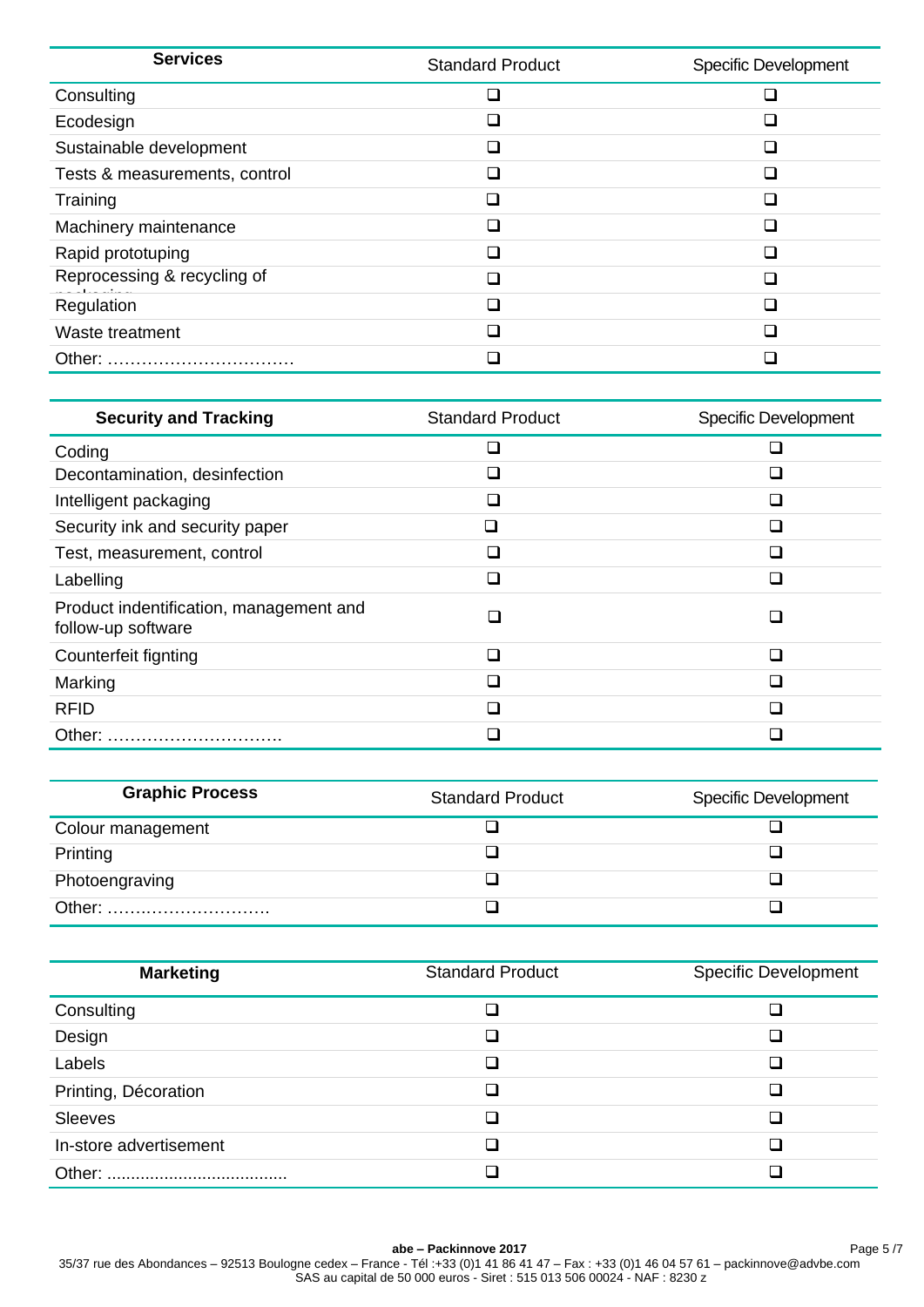| Services | Standard Product | Specific Development |
|---|---|---|
| Consulting | ❑ | ❑ |
| Ecodesign | ❑ | ❑ |
| Sustainable development | ❑ | ❑ |
| Tests & measurements, control | ❑ | ❑ |
| Training | ❑ | ❑ |
| Machinery maintenance | ❑ | ❑ |
| Rapid prototuping | ❑ | ❑ |
| Reprocessing & recycling of packaging | ❑ | ❑ |
| Regulation | ❑ | ❑ |
| Waste treatment | ❑ | ❑ |
| Other: …………………………… | ❑ | ❑ |

| Security and Tracking | Standard Product | Specific Development |
|---|---|---|
| Coding | ❑ | ❑ |
| Decontamination, desinfection | ❑ | ❑ |
| Intelligent packaging | ❑ | ❑ |
| Security ink and security paper | ❑ | ❑ |
| Test, measurement, control | ❑ | ❑ |
| Labelling | ❑ | ❑ |
| Product indentification, management and follow-up software | ❑ | ❑ |
| Counterfeit fignting | ❑ | ❑ |
| Marking | ❑ | ❑ |
| RFID | ❑ | ❑ |
| Other: ………………………….. | ❑ | ❑ |

| Graphic Process | Standard Product | Specific Development |
|---|---|---|
| Colour management | ❑ | ❑ |
| Printing | ❑ | ❑ |
| Photoengraving | ❑ | ❑ |
| Other: ………………………. | ❑ | ❑ |

| Marketing | Standard Product | Specific Development |
|---|---|---|
| Consulting | ❑ | ❑ |
| Design | ❑ | ❑ |
| Labels | ❑ | ❑ |
| Printing, Décoration | ❑ | ❑ |
| Sleeves | ❑ | ❑ |
| In-store advertisement | ❑ | ❑ |
| Other: ..................................... | ❑ | ❑ |

**abe – Packinnove 2017**

35/37 rue des Abondances – 92513 Boulogne cedex – France - Tél :+33 (0)1 41 86 41 47 – Fax : +33 (0)1 46 04 57 61 – packinnove@advbe.com
SAS au capital de 50 000 euros - Siret : 515 013 506 00024 - NAF : 8230 z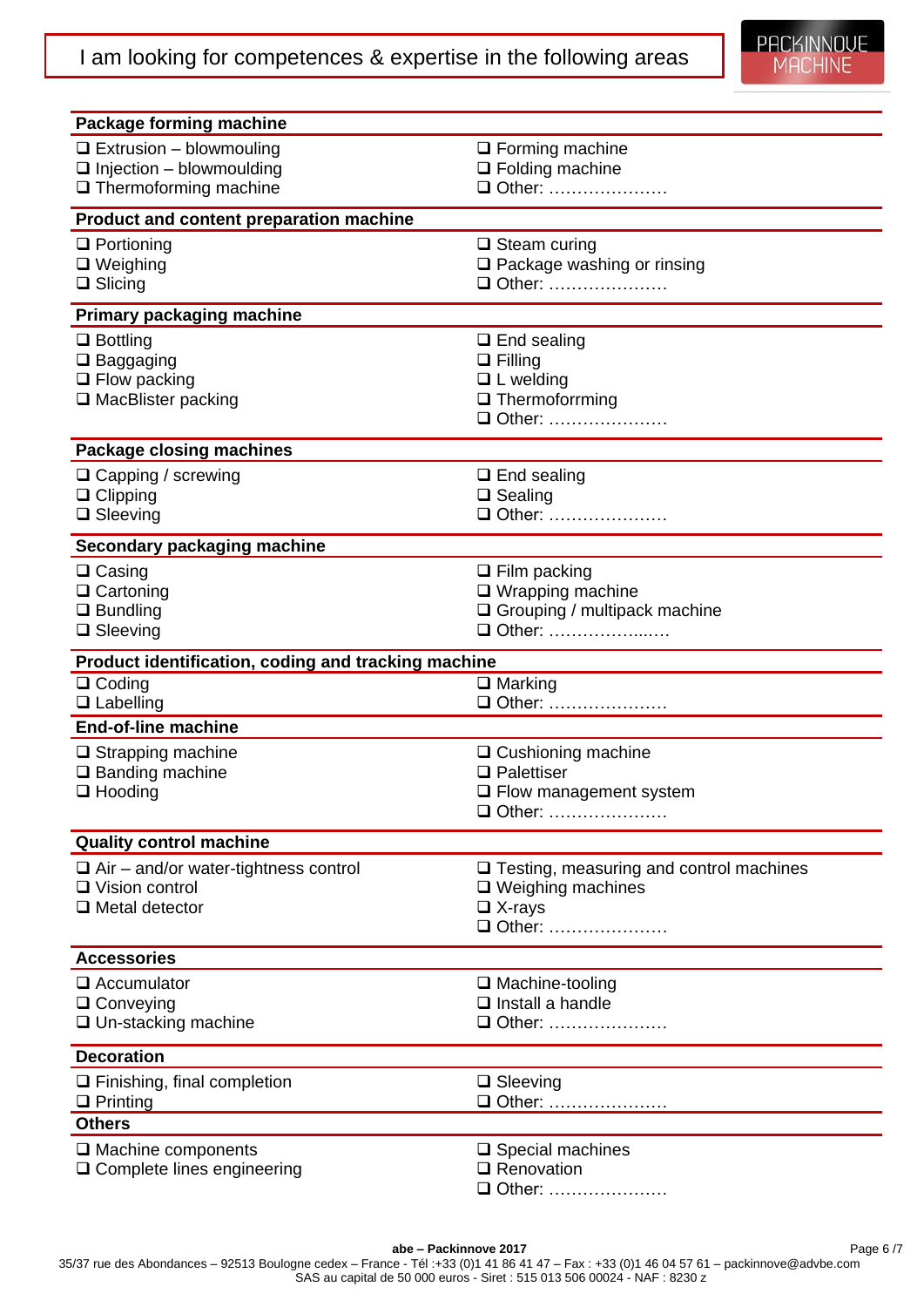# I am looking for competences & expertise in the following areas

PACKINNOVE MACHINE

## Package forming machine

- ❑ Extrusion – blowmouling
- ❑ Injection – blowmoulding
- ❑ Thermoforming machine
- ❑ Forming machine
- ❑ Folding machine
- ❑ Other: …………………

## Product and content preparation machine

- ❑ Portioning
- ❑ Weighing
- ❑ Slicing
- ❑ Steam curing
- ❑ Package washing or rinsing
- ❑ Other: …………………

## Primary packaging machine

- ❑ Bottling
- ❑ Baggaging
- ❑ Flow packing
- ❑ MacBlister packing
- ❑ End sealing
- ❑ Filling
- ❑ L welding
- ❑ Thermoforrming
- ❑ Other: …………………

## Package closing machines

- ❑ Capping / screwing
- ❑ Clipping
- ❑ Sleeving
- ❑ End sealing
- ❑ Sealing
- ❑ Other: …………………

## Secondary packaging machine

- ❑ Casing
- ❑ Cartoning
- ❑ Bundling
- ❑ Sleeving
- ❑ Film packing
- ❑ Wrapping machine
- ❑ Grouping / multipack machine
- ❑ Other: ……………..….

## Product identification, coding and tracking machine

- ❑ Coding
- ❑ Labelling
- ❑ Marking
- ❑ Other: …………………

## End-of-line machine

- ❑ Strapping machine
- ❑ Banding machine
- ❑ Hooding
- ❑ Cushioning machine
- ❑ Palettiser
- ❑ Flow management system
- ❑ Other: …………………

## Quality control machine

- ❑ Air – and/or water-tightness control
- ❑ Vision control
- ❑ Metal detector
- ❑ Testing, measuring and control machines
- ❑ Weighing machines
- ❑ X-rays
- ❑ Other: …………………

## Accessories

- ❑ Accumulator
- ❑ Conveying
- ❑ Un-stacking machine
- ❑ Machine-tooling
- ❑ Install a handle
- ❑ Other: …………………

## Decoration

- ❑ Finishing, final completion
- ❑ Printing
- ❑ Sleeving
- ❑ Other: …………………

## Others

- ❑ Machine components
- ❑ Complete lines engineering
- ❑ Special machines
- ❑ Renovation
- ❑ Other: …………………

**abe – Packinnove 2017**

35/37 rue des Abondances – 92513 Boulogne cedex – France - Tél :+33 (0)1 41 86 41 47 – Fax : +33 (0)1 46 04 57 61 – packinnove@advbe.com
SAS au capital de 50 000 euros - Siret : 515 013 506 00024 - NAF : 8230 z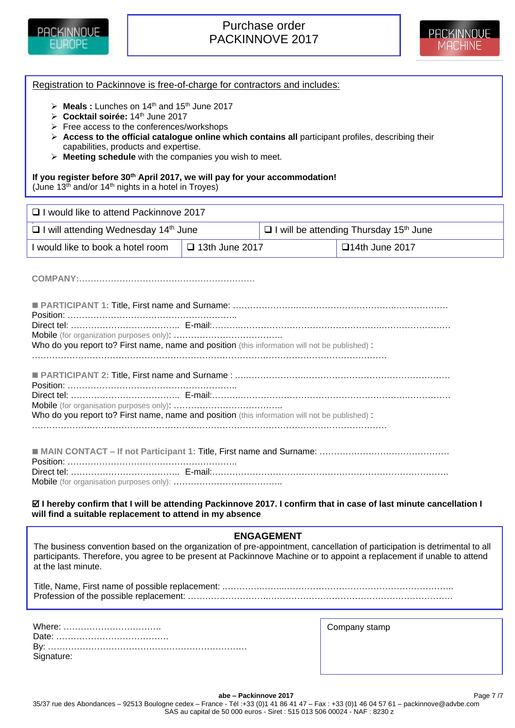# Purchase order
# PACKINNOVE 2017

PACKINNOVE EUROPE

PACKINNOVE MACHINE

Registration to Packinnove is free-of-charge for contractors and includes:

- **Meals :** Lunches on 14th and 15th June 2017
- **Cocktail soirée:** 14th June 2017
- Free access to the conferences/workshops
- **Access to the official catalogue online which contains all** participant profiles, describing their capabilities, products and expertise.
- **Meeting schedule** with the companies you wish to meet.

**If you register before 30th April 2017, we will pay for your accommodation!**
(June 13th and/or 14th nights in a hotel in Troyes)

| | | |
|---|---|---|
| ❑ I would like to attend Packinnove 2017 | | |
| ❑ I will attending Wednesday 14th June | | ❑ I will be attending Thursday 15th June |
| I would like to book a hotel room | ❑ 13th June 2017 | ❑14th June 2017 |

**COMPANY:……………………………………………………**

■ **PARTICIPANT 1:** Title, First name and Surname: ……………………………………………………………………
Position: …………………………………………………..
Direct tel: ……………………………….. E-mail:……………………………………………………………………
Mobile (for organization purposes only): ………………………………..
Who do you report to? First name, name and position (this information will not be published) :
…………………………………………………………………………………………………………………

■ **PARTICIPANT 2:** Title, First name and Surname : ……………………………………………………………………
Position: …………………………………………………..
Direct tel: ……………………………….. E-mail:……………………………………………………………………
Mobile (for organisation purposes only): ………………………………..
Who do you report to? First name, name and position (this information will not be published) :
…………………………………………………………………………………………………………………

■ **MAIN CONTACT – If not Participant 1:** Title, First name and Surname: ………………………………………
Position: …………………………………………………..
Direct tel: ……………………………….. E-mail:……………………………………………………………………
Mobile (for organisation purposes only): ………………………………..

☑ **I hereby confirm that I will be attending Packinnove 2017. I confirm that in case of last minute cancellation I will find a suitable replacement to attend in my absence**

## ENGAGEMENT

The business convention based on the organization of pre-appointment, cancellation of participation is detrimental to all participants. Therefore, you agree to be present at Packinnove Machine or to appoint a replacement if unable to attend at the last minute.

Title, Name, First name of possible replacement: ……………………………………………………………………..
Profession of the possible replacement: ……………………………………………………………………………….

Where: …………………………….
Date: …………………………………
By: ……………………………………………………………
Signature:

Company stamp

**abe – Packinnove 2017**
35/37 rue des Abondances – 92513 Boulogne cedex – France - Tél :+33 (0)1 41 86 41 47 – Fax : +33 (0)1 46 04 57 61 – packinnove@advbe.com
SAS au capital de 50 000 euros - Siret : 515 013 506 00024 - NAF : 8230 z